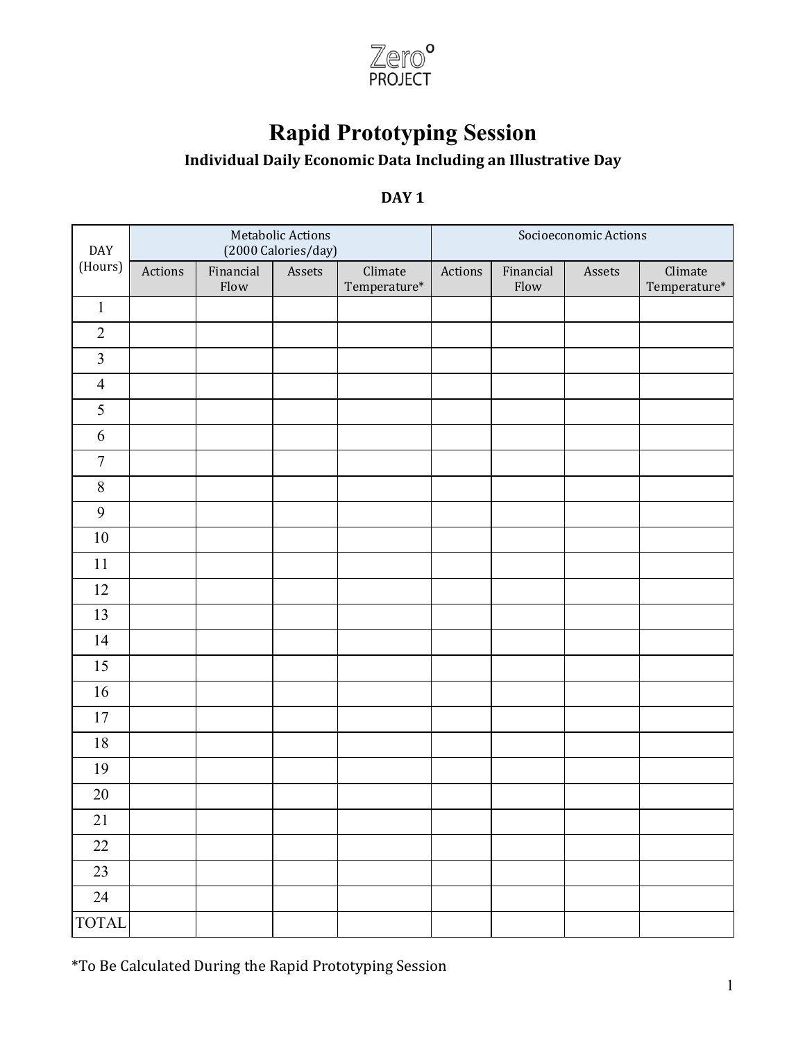Zero°
PROJECT

# Rapid Prototyping Session

### Individual Daily Economic Data Including an Illustrative Day

**DAY 1**

| DAY (Hours) | Metabolic Actions (2000 Calories/day) | | | | Socioeconomic Actions | | | |
|---|---|---|---|---|---|---|---|---|
| | Actions | Financial Flow | Assets | Climate Temperature* | Actions | Financial Flow | Assets | Climate Temperature* |
| 1 | | | | | | | | |
| 2 | | | | | | | | |
| 3 | | | | | | | | |
| 4 | | | | | | | | |
| 5 | | | | | | | | |
| 6 | | | | | | | | |
| 7 | | | | | | | | |
| 8 | | | | | | | | |
| 9 | | | | | | | | |
| 10 | | | | | | | | |
| 11 | | | | | | | | |
| 12 | | | | | | | | |
| 13 | | | | | | | | |
| 14 | | | | | | | | |
| 15 | | | | | | | | |
| 16 | | | | | | | | |
| 17 | | | | | | | | |
| 18 | | | | | | | | |
| 19 | | | | | | | | |
| 20 | | | | | | | | |
| 21 | | | | | | | | |
| 22 | | | | | | | | |
| 23 | | | | | | | | |
| 24 | | | | | | | | |
| TOTAL | | | | | | | | |

*To Be Calculated During the Rapid Prototyping Session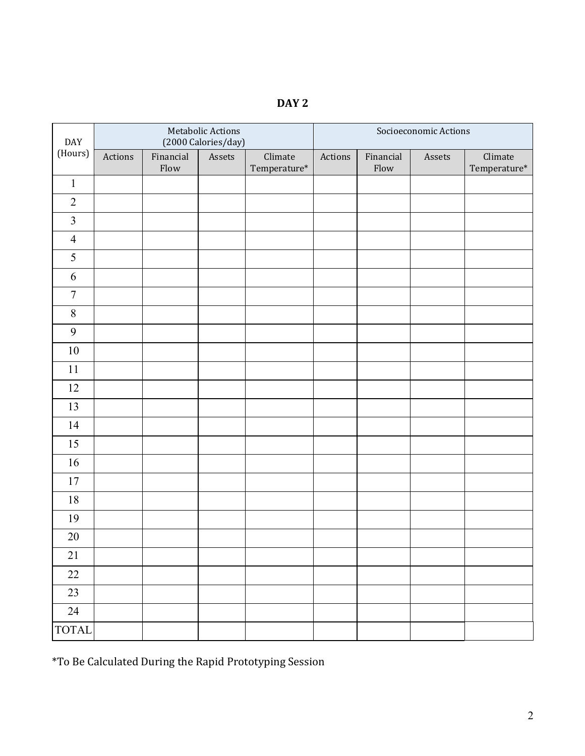# DAY 2

| DAY (Hours) | Metabolic Actions (2000 Calories/day) | | | | Socioeconomic Actions | | | |
|---|---|---|---|---|---|---|---|---|
| | Actions | Financial Flow | Assets | Climate Temperature* | Actions | Financial Flow | Assets | Climate Temperature* |
| 1 | | | | | | | | |
| 2 | | | | | | | | |
| 3 | | | | | | | | |
| 4 | | | | | | | | |
| 5 | | | | | | | | |
| 6 | | | | | | | | |
| 7 | | | | | | | | |
| 8 | | | | | | | | |
| 9 | | | | | | | | |
| 10 | | | | | | | | |
| 11 | | | | | | | | |
| 12 | | | | | | | | |
| 13 | | | | | | | | |
| 14 | | | | | | | | |
| 15 | | | | | | | | |
| 16 | | | | | | | | |
| 17 | | | | | | | | |
| 18 | | | | | | | | |
| 19 | | | | | | | | |
| 20 | | | | | | | | |
| 21 | | | | | | | | |
| 22 | | | | | | | | |
| 23 | | | | | | | | |
| 24 | | | | | | | | |
| TOTAL | | | | | | | | |

*To Be Calculated During the Rapid Prototyping Session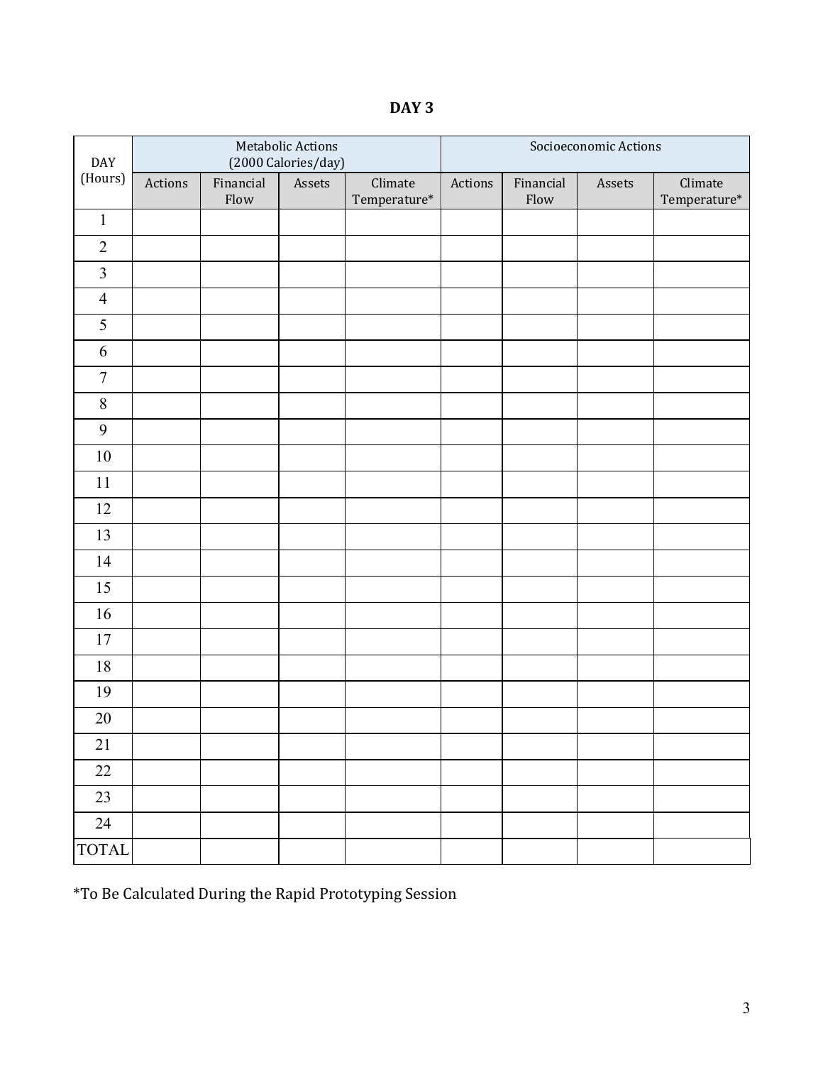**DAY 3**

| DAY (Hours) | Metabolic Actions (2000 Calories/day) | | | | Socioeconomic Actions | | | |
|---|---|---|---|---|---|---|---|---|
| | Actions | Financial Flow | Assets | Climate Temperature* | Actions | Financial Flow | Assets | Climate Temperature* |
| 1 | | | | | | | | |
| 2 | | | | | | | | |
| 3 | | | | | | | | |
| 4 | | | | | | | | |
| 5 | | | | | | | | |
| 6 | | | | | | | | |
| 7 | | | | | | | | |
| 8 | | | | | | | | |
| 9 | | | | | | | | |
| 10 | | | | | | | | |
| 11 | | | | | | | | |
| 12 | | | | | | | | |
| 13 | | | | | | | | |
| 14 | | | | | | | | |
| 15 | | | | | | | | |
| 16 | | | | | | | | |
| 17 | | | | | | | | |
| 18 | | | | | | | | |
| 19 | | | | | | | | |
| 20 | | | | | | | | |
| 21 | | | | | | | | |
| 22 | | | | | | | | |
| 23 | | | | | | | | |
| 24 | | | | | | | | |
| TOTAL | | | | | | | | |

*To Be Calculated During the Rapid Prototyping Session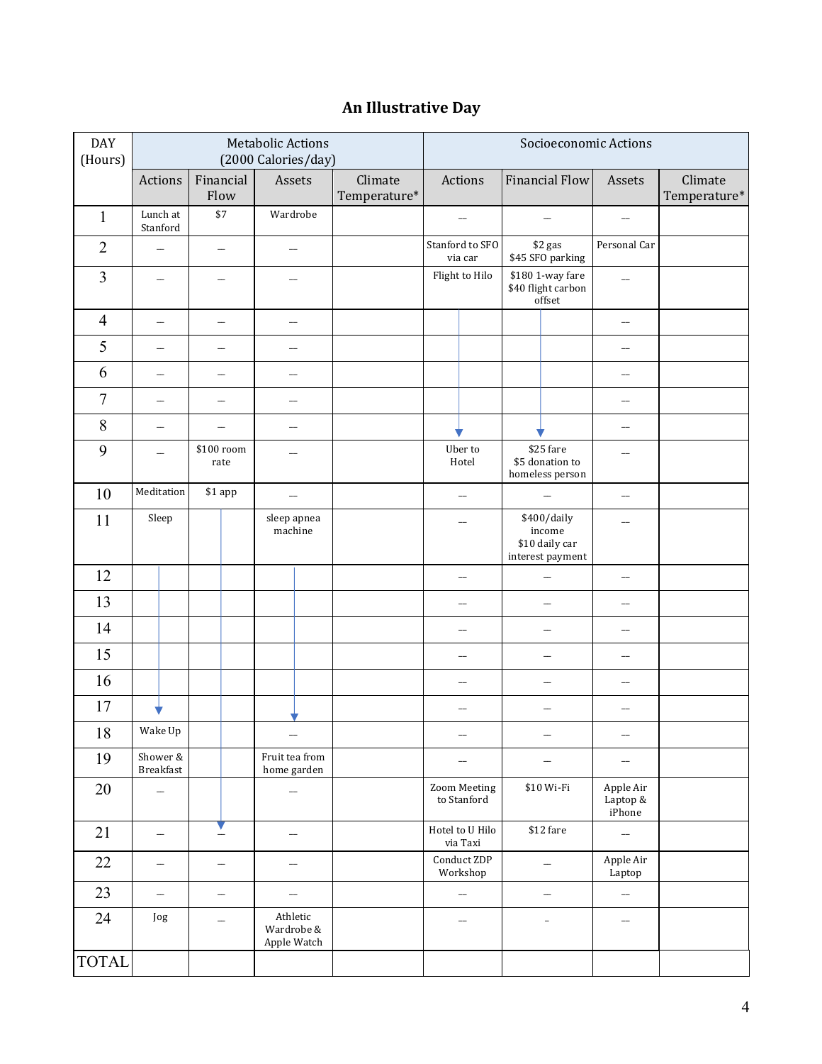## An Illustrative Day

| DAY (Hours) | Metabolic Actions (2000 Calories/day) | | | | Socioeconomic Actions | | | |
|---|---|---|---|---|---|---|---|---|
| | Actions | Financial Flow | Assets | Climate Temperature* | Actions | Financial Flow | Assets | Climate Temperature* |
| 1 | Lunch at Stanford | $7 | Wardrobe | | – | – | – | |
| 2 | – | – | – | | Stanford to SFO via car | $2 gas $45 SFO parking | Personal Car | |
| 3 | – | – | – | | Flight to Hilo | $180 1-way fare $40 flight carbon offset | – | |
| 4 | – | – | – | | | | – | |
| 5 | – | – | – | | | | – | |
| 6 | – | – | – | | | | – | |
| 7 | – | – | – | | | | – | |
| 8 | – | – | – | | | | – | |
| 9 | – | $100 room rate | – | | Uber to Hotel | $25 fare $5 donation to homeless person | – | |
| 10 | Meditation | $1 app | – | | – | – | – | |
| 11 | Sleep | | sleep apnea machine | | – | $400/daily income $10 daily car interest payment | – | |
| 12 | | | | | – | – | – | |
| 13 | | | | | – | – | – | |
| 14 | | | | | – | – | – | |
| 15 | | | | | – | – | – | |
| 16 | | | | | – | – | – | |
| 17 | | | | | – | – | – | |
| 18 | Wake Up | | – | | – | – | – | |
| 19 | Shower & Breakfast | | Fruit tea from home garden | | – | – | – | |
| 20 | – | | – | | Zoom Meeting to Stanford | $10 Wi-Fi | Apple Air Laptop & iPhone | |
| 21 | – | – | – | | Hotel to U Hilo via Taxi | $12 fare | – | |
| 22 | – | – | – | | Conduct ZDP Workshop | – | Apple Air Laptop | |
| 23 | – | – | – | | – | – | – | |
| 24 | Jog | – | Athletic Wardrobe & Apple Watch | | – | - | – | |
| TOTAL | | | | | | | | |